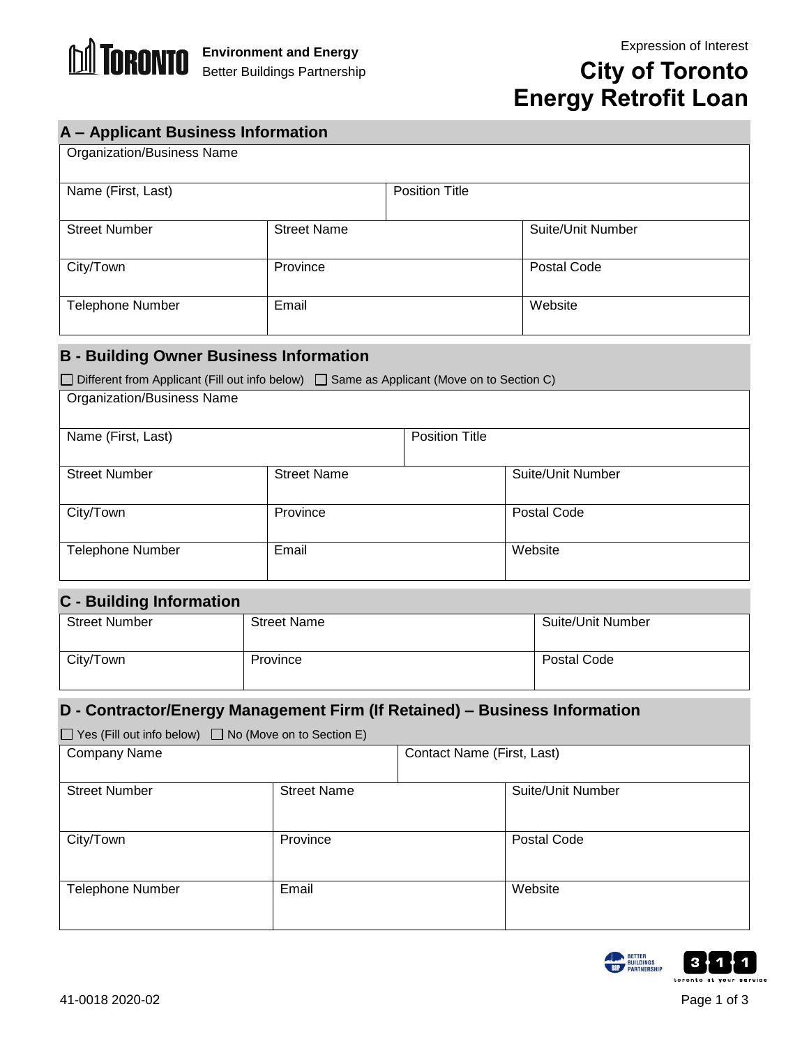Environment and Energy
Better Buildings Partnership

Expression of Interest

# City of Toronto Energy Retrofit Loan

## A – Applicant Business Information

| Organization/Business Name | | |
|---|---|---|
| Name (First, Last) | Position Title | |
| Street Number | Street Name | Suite/Unit Number |
| City/Town | Province | Postal Code |
| Telephone Number | Email | Website |

## B - Building Owner Business Information

☐ Different from Applicant (Fill out info below) ☐ Same as Applicant (Move on to Section C)

| Organization/Business Name | | |
|---|---|---|
| Name (First, Last) | Position Title | |
| Street Number | Street Name | Suite/Unit Number |
| City/Town | Province | Postal Code |
| Telephone Number | Email | Website |

## C - Building Information

| Street Number | Street Name | Suite/Unit Number |
|---|---|---|
| City/Town | Province | Postal Code |

## D - Contractor/Energy Management Firm (If Retained) – Business Information

☐ Yes (Fill out info below) ☐ No (Move on to Section E)

| Company Name | Contact Name (First, Last) | |
|---|---|---|
| Street Number | Street Name | Suite/Unit Number |
| City/Town | Province | Postal Code |
| Telephone Number | Email | Website |

41-0018 2020-02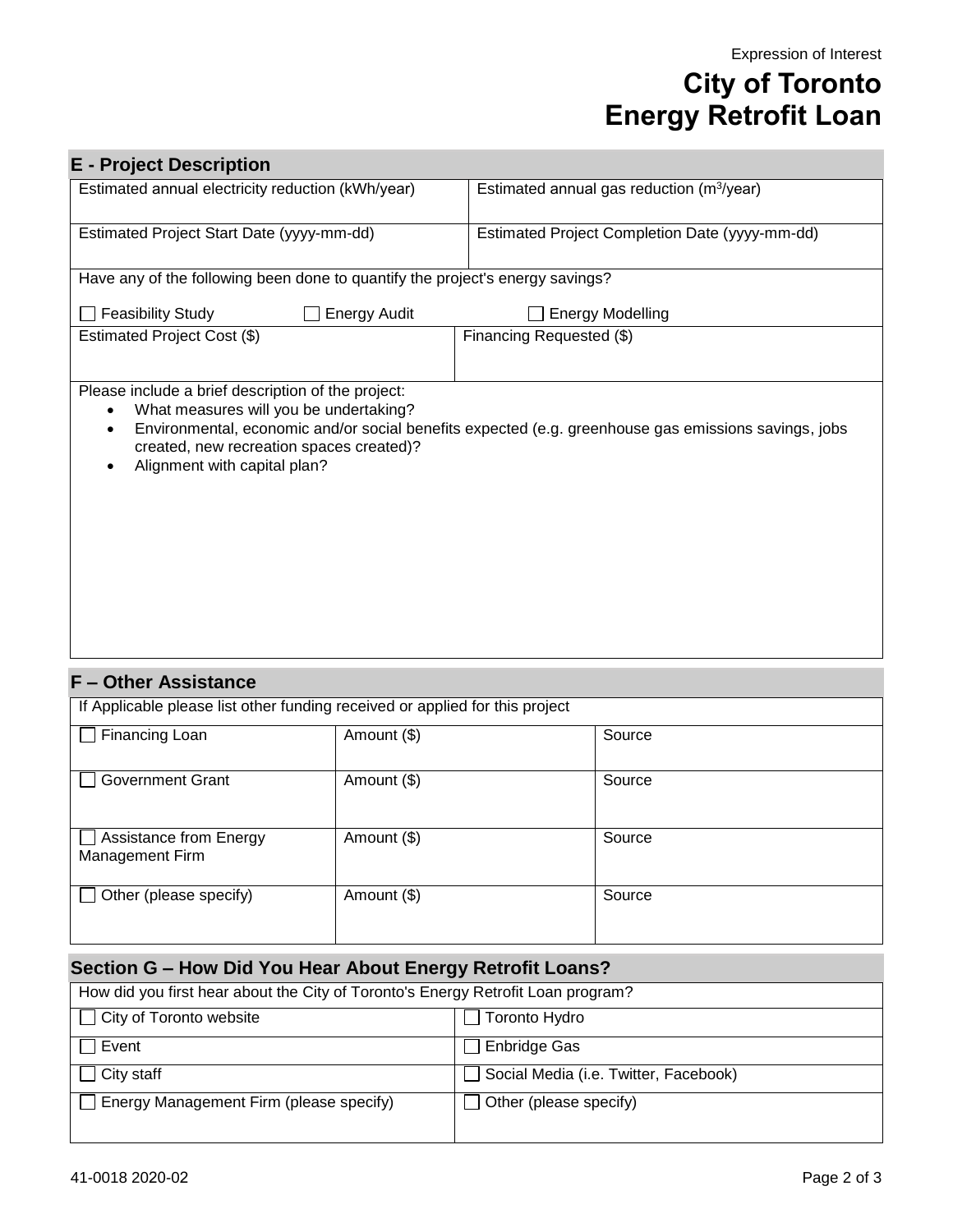Expression of Interest

# City of Toronto Energy Retrofit Loan

## E - Project Description

| Estimated annual electricity reduction (kWh/year) | Estimated annual gas reduction ($m^3$/year) |
|---|---|
| Estimated Project Start Date (yyyy-mm-dd) | Estimated Project Completion Date (yyyy-mm-dd) |

Have any of the following been done to quantify the project's energy savings?

☐ Feasibility Study ☐ Energy Audit ☐ Energy Modelling

| Estimated Project Cost ($) | Financing Requested ($) |
|---|---|

Please include a brief description of the project:

- What measures will you be undertaking?
- Environmental, economic and/or social benefits expected (e.g. greenhouse gas emissions savings, jobs created, new recreation spaces created)?
- Alignment with capital plan?

## F – Other Assistance

If Applicable please list other funding received or applied for this project

| | | |
|---|---|---|
| ☐ Financing Loan | Amount ($) | Source |
| ☐ Government Grant | Amount ($) | Source |
| ☐ Assistance from Energy Management Firm | Amount ($) | Source |
| ☐ Other (please specify) | Amount ($) | Source |

## Section G – How Did You Hear About Energy Retrofit Loans?

How did you first hear about the City of Toronto's Energy Retrofit Loan program?

| | |
|---|---|
| ☐ City of Toronto website | ☐ Toronto Hydro |
| ☐ Event | ☐ Enbridge Gas |
| ☐ City staff | ☐ Social Media (i.e. Twitter, Facebook) |
| ☐ Energy Management Firm (please specify) | ☐ Other (please specify) |

41-0018 2020-02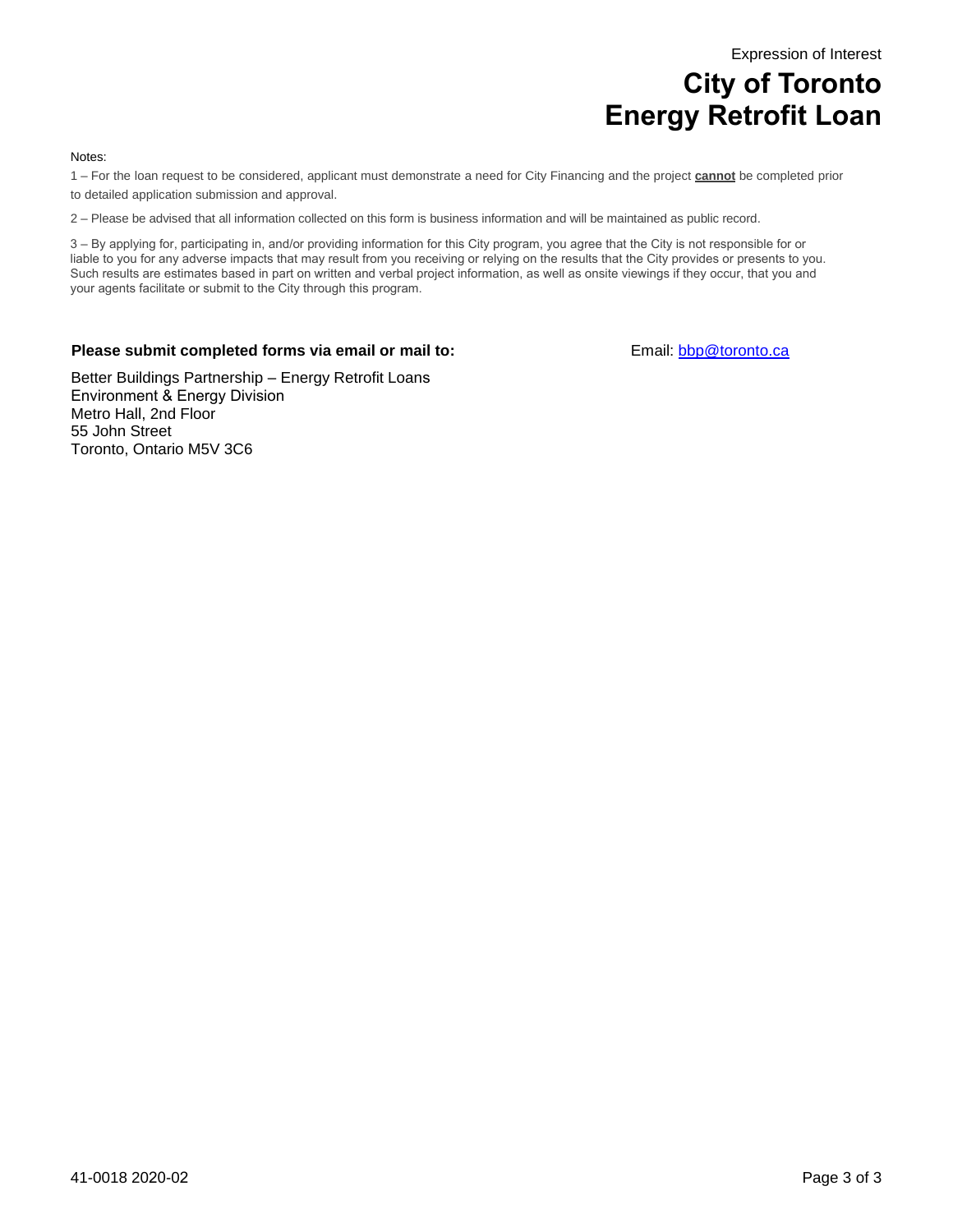Expression of Interest

# City of Toronto Energy Retrofit Loan

Notes:

1 – For the loan request to be considered, applicant must demonstrate a need for City Financing and the project **cannot** be completed prior to detailed application submission and approval.

2 – Please be advised that all information collected on this form is business information and will be maintained as public record.

3 – By applying for, participating in, and/or providing information for this City program, you agree that the City is not responsible for or liable to you for any adverse impacts that may result from you receiving or relying on the results that the City provides or presents to you. Such results are estimates based in part on written and verbal project information, as well as onsite viewings if they occur, that you and your agents facilitate or submit to the City through this program.

**Please submit completed forms via email or mail to:**

Email: bbp@toronto.ca

Better Buildings Partnership – Energy Retrofit Loans
Environment & Energy Division
Metro Hall, 2nd Floor
55 John Street
Toronto, Ontario M5V 3C6

41-0018 2020-02